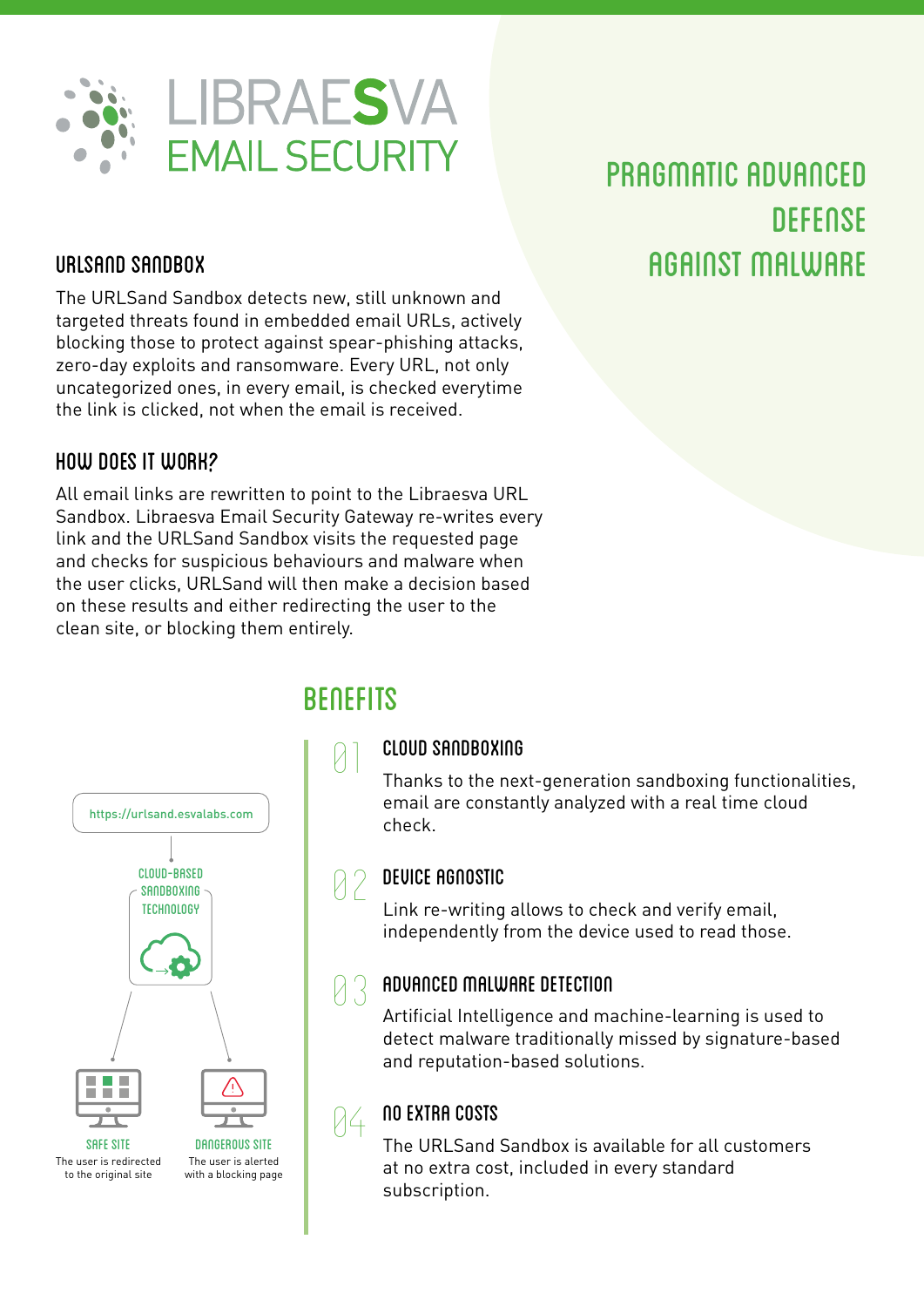# LIBRAESVA EMAIL SECURITY

## PRAGMATIC ADVANCED DEFENSE AGAINST MALWARE

## URLSAND SANDBOX

The URLSand Sandbox detects new, still unknown and targeted threats found in embedded email URLs, actively blocking those to protect against spear-phishing attacks, zero-day exploits and ransomware. Every URL, not only uncategorized ones, in every email, is checked everytime the link is clicked, not when the email is received.

## HOW DOES IT WORK?

All email links are rewritten to point to the Libraesva URL Sandbox. Libraesva Email Security Gateway re-writes every link and the URLSand Sandbox visits the requested page and checks for suspicious behaviours and malware when the user clicks, URLSand will then make a decision based on these results and either redirecting the user to the clean site, or blocking them entirely.

https://urlsand.esvalabs.com

CLOUD-BASED SANDBOXING TECHNOLOGY

SAFE SITE
The user is redirected to the original site

DANGEROUS SITE
The user is alerted with a blocking page

## BENEFITS

### 01 CLOUD SANDBOXING

Thanks to the next-generation sandboxing functionalities, email are constantly analyzed with a real time cloud check.

### 02 DEVICE AGNOSTIC

Link re-writing allows to check and verify email, independently from the device used to read those.

### 03 ADVANCED MALWARE DETECTION

Artificial Intelligence and machine-learning is used to detect malware traditionally missed by signature-based and reputation-based solutions.

### 04 NO EXTRA COSTS

The URLSand Sandbox is available for all customers at no extra cost, included in every standard subscription.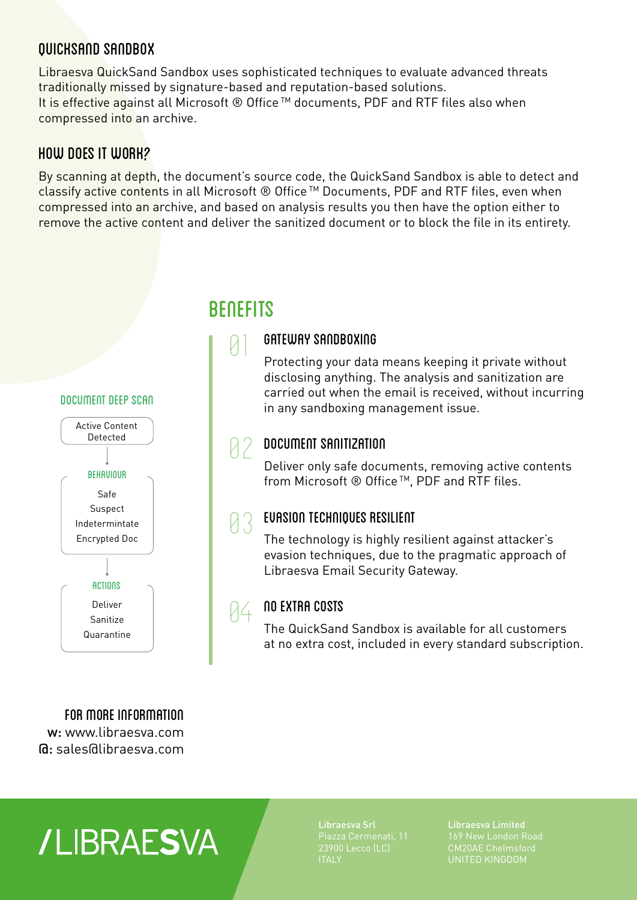## QUICKSAND SANDBOX

Libraesva QuickSand Sandbox uses sophisticated techniques to evaluate advanced threats traditionally missed by signature-based and reputation-based solutions.
It is effective against all Microsoft ® Office ™ documents, PDF and RTF files also when compressed into an archive.

## HOW DOES IT WORK?

By scanning at depth, the document's source code, the QuickSand Sandbox is able to detect and classify active contents in all Microsoft ® Office ™ Documents, PDF and RTF files, even when compressed into an archive, and based on analysis results you then have the option either to remove the active content and deliver the sanitized document or to block the file in its entirety.

### DOCUMENT DEEP SCAN

Active Content Detected

**BEHAVIOUR**

Safe
Suspect
Indetermintate
Encrypted Doc

**ACTIONS**

Deliver
Sanitize
Quarantine

## BENEFITS

### 01 GATEWAY SANDBOXING

Protecting your data means keeping it private without disclosing anything. The analysis and sanitization are carried out when the email is received, without incurring in any sandboxing management issue.

### 02 DOCUMENT SANITIZATION

Deliver only safe documents, removing active contents from Microsoft ® Office ™, PDF and RTF files.

### 03 EVASION TECHNIQUES RESILIENT

The technology is highly resilient against attacker's evasion techniques, due to the pragmatic approach of Libraesva Email Security Gateway.

### 04 NO EXTRA COSTS

The QuickSand Sandbox is available for all customers at no extra cost, included in every standard subscription.

**FOR MORE INFORMATION**
W: www.libraesva.com
@: sales@libraesva.com

/LIBRAESVA

**Libraesva Srl**
Piazza Cermenati, 11
23900 Lecco (LC)
ITALY

**Libraesva Limited**
169 New London Road
CM20AE Chelmsford
UNITED KINGDOM